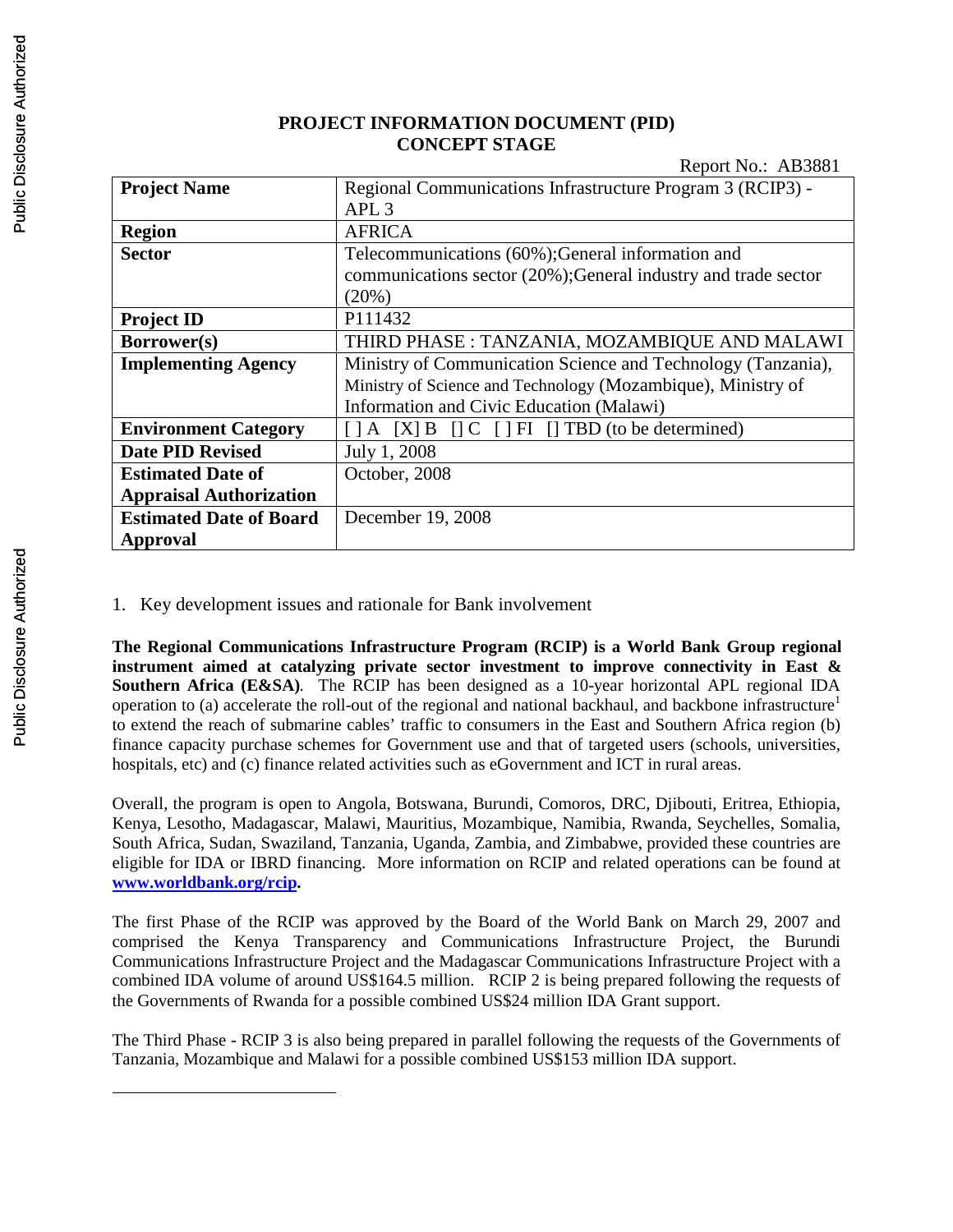# PROJECT INFORMATION DOCUMENT (PID)
## CONCEPT STAGE

Report No.: AB3881

| Project Name | Regional Communications Infrastructure Program 3 (RCIP3) - APL 3 |
|---|---|
| Region | AFRICA |
| Sector | Telecommunications (60%);General information and communications sector (20%);General industry and trade sector (20%) |
| Project ID | P111432 |
| Borrower(s) | THIRD PHASE : TANZANIA, MOZAMBIQUE AND MALAWI |
| Implementing Agency | Ministry of Communication Science and Technology (Tanzania), Ministry of Science and Technology (Mozambique), Ministry of Information and Civic Education (Malawi) |
| Environment Category | [ ] A [X] B [] C [ ] FI [] TBD (to be determined) |
| Date PID Revised | July 1, 2008 |
| Estimated Date of Appraisal Authorization | October, 2008 |
| Estimated Date of Board Approval | December 19, 2008 |

1. Key development issues and rationale for Bank involvement

**The Regional Communications Infrastructure Program (RCIP) is a World Bank Group regional instrument aimed at catalyzing private sector investment to improve connectivity in East & Southern Africa (E&SA)**. The RCIP has been designed as a 10-year horizontal APL regional IDA operation to (a) accelerate the roll-out of the regional and national backhaul, and backbone infrastructure[1] to extend the reach of submarine cables' traffic to consumers in the East and Southern Africa region (b) finance capacity purchase schemes for Government use and that of targeted users (schools, universities, hospitals, etc) and (c) finance related activities such as eGovernment and ICT in rural areas.

Overall, the program is open to Angola, Botswana, Burundi, Comoros, DRC, Djibouti, Eritrea, Ethiopia, Kenya, Lesotho, Madagascar, Malawi, Mauritius, Mozambique, Namibia, Rwanda, Seychelles, Somalia, South Africa, Sudan, Swaziland, Tanzania, Uganda, Zambia, and Zimbabwe, provided these countries are eligible for IDA or IBRD financing. More information on RCIP and related operations can be found at **www.worldbank.org/rcip.**

The first Phase of the RCIP was approved by the Board of the World Bank on March 29, 2007 and comprised the Kenya Transparency and Communications Infrastructure Project, the Burundi Communications Infrastructure Project and the Madagascar Communications Infrastructure Project with a combined IDA volume of around US$164.5 million. RCIP 2 is being prepared following the requests of the Governments of Rwanda for a possible combined US$24 million IDA Grant support.

The Third Phase - RCIP 3 is also being prepared in parallel following the requests of the Governments of Tanzania, Mozambique and Malawi for a possible combined US$153 million IDA support.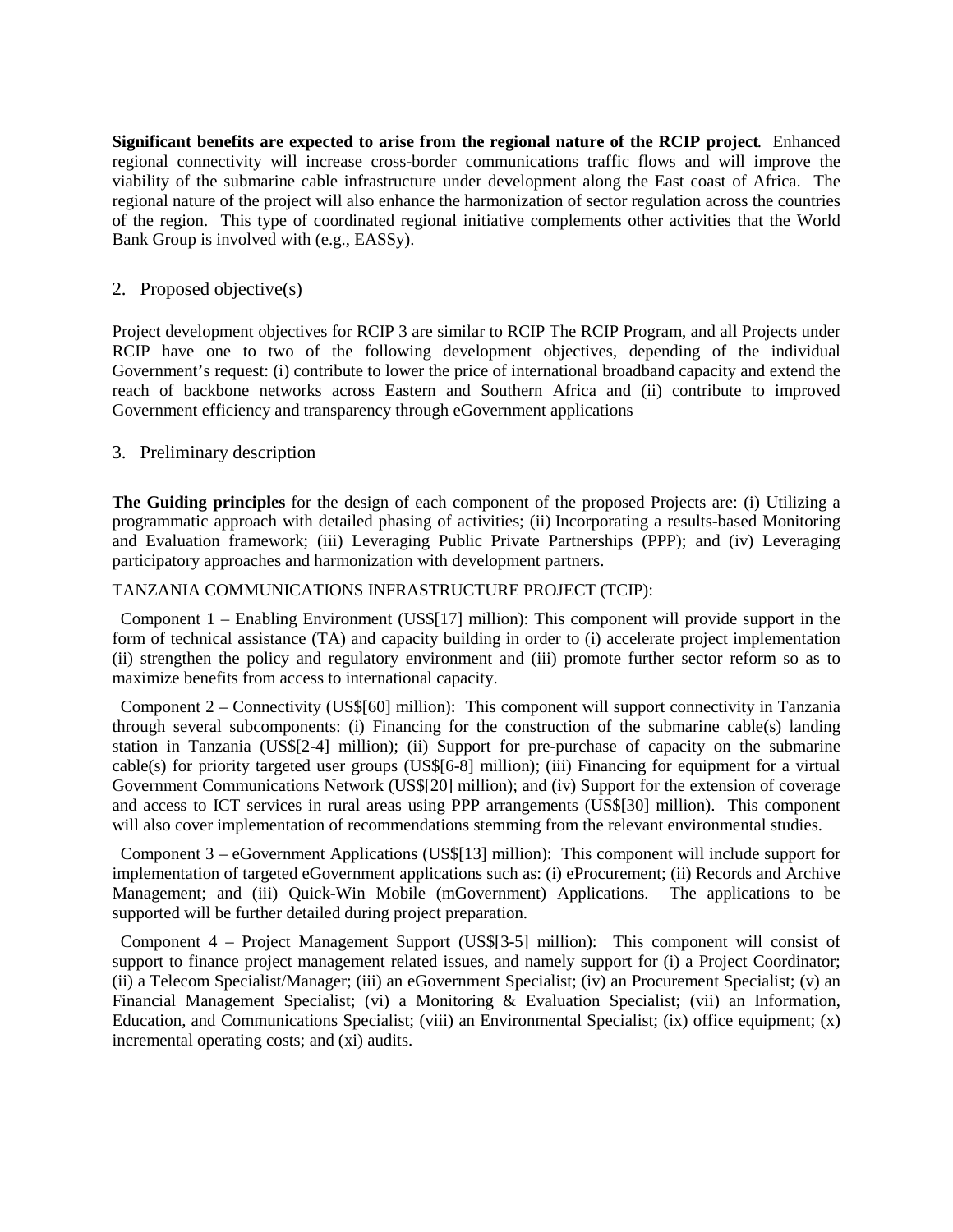**Significant benefits are expected to arise from the regional nature of the RCIP project**. Enhanced regional connectivity will increase cross-border communications traffic flows and will improve the viability of the submarine cable infrastructure under development along the East coast of Africa. The regional nature of the project will also enhance the harmonization of sector regulation across the countries of the region. This type of coordinated regional initiative complements other activities that the World Bank Group is involved with (e.g., EASSy).

## 2. Proposed objective(s)

Project development objectives for RCIP 3 are similar to RCIP The RCIP Program, and all Projects under RCIP have one to two of the following development objectives, depending of the individual Government's request: (i) contribute to lower the price of international broadband capacity and extend the reach of backbone networks across Eastern and Southern Africa and (ii) contribute to improved Government efficiency and transparency through eGovernment applications

## 3. Preliminary description

**The Guiding principles** for the design of each component of the proposed Projects are: (i) Utilizing a programmatic approach with detailed phasing of activities; (ii) Incorporating a results-based Monitoring and Evaluation framework; (iii) Leveraging Public Private Partnerships (PPP); and (iv) Leveraging participatory approaches and harmonization with development partners.

TANZANIA COMMUNICATIONS INFRASTRUCTURE PROJECT (TCIP):

Component 1 – Enabling Environment (US$[17] million): This component will provide support in the form of technical assistance (TA) and capacity building in order to (i) accelerate project implementation (ii) strengthen the policy and regulatory environment and (iii) promote further sector reform so as to maximize benefits from access to international capacity.

Component 2 – Connectivity (US$[60] million): This component will support connectivity in Tanzania through several subcomponents: (i) Financing for the construction of the submarine cable(s) landing station in Tanzania (US$[2-4] million); (ii) Support for pre-purchase of capacity on the submarine cable(s) for priority targeted user groups (US$[6-8] million); (iii) Financing for equipment for a virtual Government Communications Network (US$[20] million); and (iv) Support for the extension of coverage and access to ICT services in rural areas using PPP arrangements (US$[30] million). This component will also cover implementation of recommendations stemming from the relevant environmental studies.

Component 3 – eGovernment Applications (US$[13] million): This component will include support for implementation of targeted eGovernment applications such as: (i) eProcurement; (ii) Records and Archive Management; and (iii) Quick-Win Mobile (mGovernment) Applications. The applications to be supported will be further detailed during project preparation.

Component 4 – Project Management Support (US$[3-5] million): This component will consist of support to finance project management related issues, and namely support for (i) a Project Coordinator; (ii) a Telecom Specialist/Manager; (iii) an eGovernment Specialist; (iv) an Procurement Specialist; (v) an Financial Management Specialist; (vi) a Monitoring & Evaluation Specialist; (vii) an Information, Education, and Communications Specialist; (viii) an Environmental Specialist; (ix) office equipment; (x) incremental operating costs; and (xi) audits.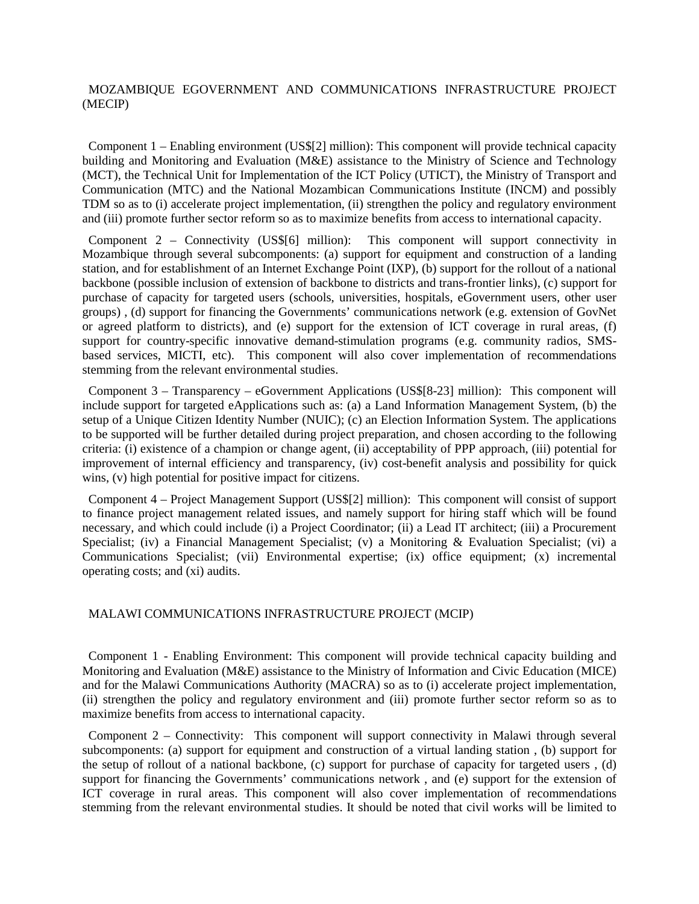## MOZAMBIQUE EGOVERNMENT AND COMMUNICATIONS INFRASTRUCTURE PROJECT (MECIP)

Component 1 – Enabling environment (US$[2] million): This component will provide technical capacity building and Monitoring and Evaluation (M&E) assistance to the Ministry of Science and Technology (MCT), the Technical Unit for Implementation of the ICT Policy (UTICT), the Ministry of Transport and Communication (MTC) and the National Mozambican Communications Institute (INCM) and possibly TDM so as to (i) accelerate project implementation, (ii) strengthen the policy and regulatory environment and (iii) promote further sector reform so as to maximize benefits from access to international capacity.

Component 2 – Connectivity (US$[6] million): This component will support connectivity in Mozambique through several subcomponents: (a) support for equipment and construction of a landing station, and for establishment of an Internet Exchange Point (IXP), (b) support for the rollout of a national backbone (possible inclusion of extension of backbone to districts and trans-frontier links), (c) support for purchase of capacity for targeted users (schools, universities, hospitals, eGovernment users, other user groups) , (d) support for financing the Governments' communications network (e.g. extension of GovNet or agreed platform to districts), and (e) support for the extension of ICT coverage in rural areas, (f) support for country-specific innovative demand-stimulation programs (e.g. community radios, SMS-based services, MICTI, etc). This component will also cover implementation of recommendations stemming from the relevant environmental studies.

Component 3 – Transparency – eGovernment Applications (US$[8-23] million): This component will include support for targeted eApplications such as: (a) a Land Information Management System, (b) the setup of a Unique Citizen Identity Number (NUIC); (c) an Election Information System. The applications to be supported will be further detailed during project preparation, and chosen according to the following criteria: (i) existence of a champion or change agent, (ii) acceptability of PPP approach, (iii) potential for improvement of internal efficiency and transparency, (iv) cost-benefit analysis and possibility for quick wins, (v) high potential for positive impact for citizens.

Component 4 – Project Management Support (US$[2] million): This component will consist of support to finance project management related issues, and namely support for hiring staff which will be found necessary, and which could include (i) a Project Coordinator; (ii) a Lead IT architect; (iii) a Procurement Specialist; (iv) a Financial Management Specialist; (v) a Monitoring & Evaluation Specialist; (vi) a Communications Specialist; (vii) Environmental expertise; (ix) office equipment; (x) incremental operating costs; and (xi) audits.

## MALAWI COMMUNICATIONS INFRASTRUCTURE PROJECT (MCIP)

Component 1 - Enabling Environment: This component will provide technical capacity building and Monitoring and Evaluation (M&E) assistance to the Ministry of Information and Civic Education (MICE) and for the Malawi Communications Authority (MACRA) so as to (i) accelerate project implementation, (ii) strengthen the policy and regulatory environment and (iii) promote further sector reform so as to maximize benefits from access to international capacity.

Component 2 – Connectivity: This component will support connectivity in Malawi through several subcomponents: (a) support for equipment and construction of a virtual landing station , (b) support for the setup of rollout of a national backbone, (c) support for purchase of capacity for targeted users , (d) support for financing the Governments' communications network , and (e) support for the extension of ICT coverage in rural areas. This component will also cover implementation of recommendations stemming from the relevant environmental studies. It should be noted that civil works will be limited to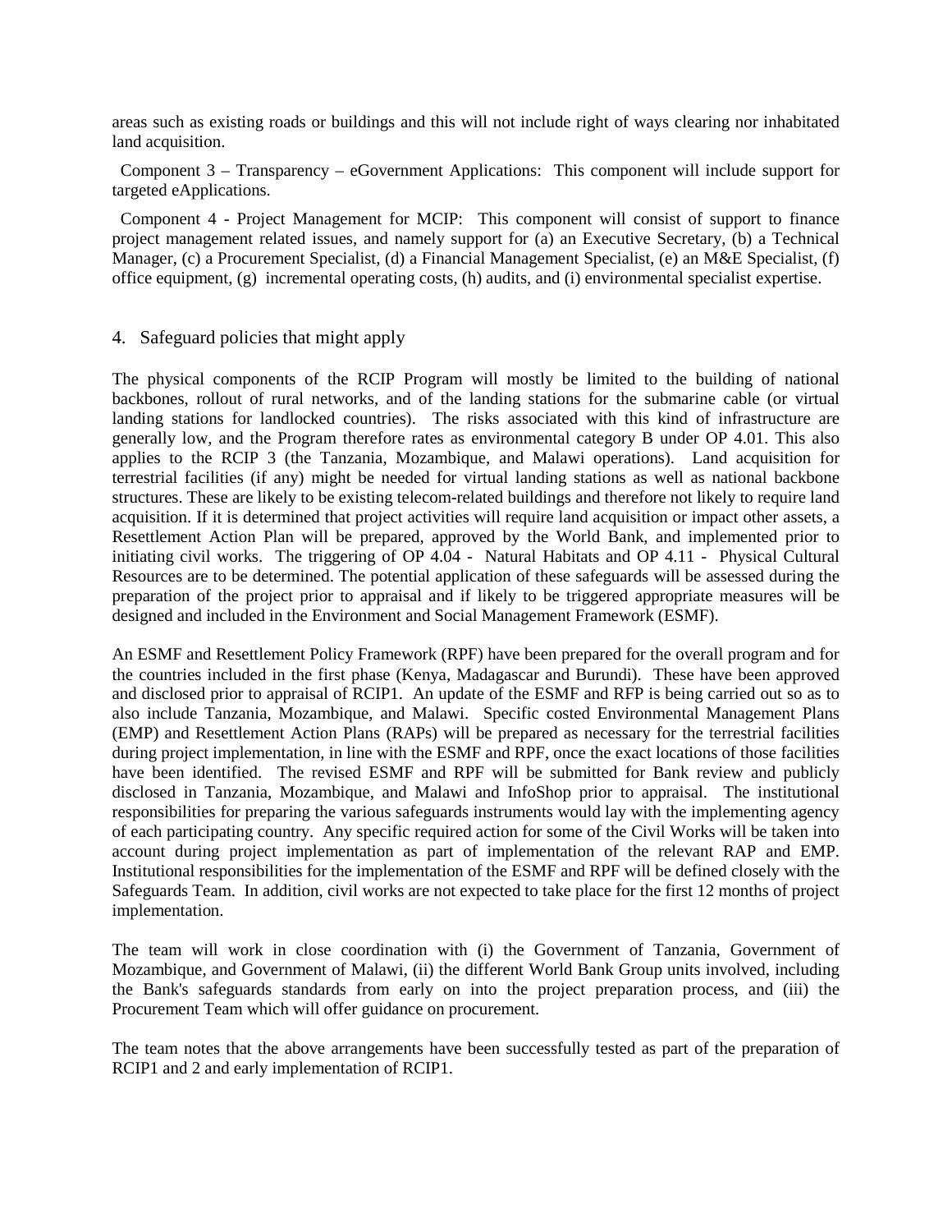areas such as existing roads or buildings and this will not include right of ways clearing nor inhabitated land acquisition.

Component 3 – Transparency – eGovernment Applications: This component will include support for targeted eApplications.

Component 4 - Project Management for MCIP: This component will consist of support to finance project management related issues, and namely support for (a) an Executive Secretary, (b) a Technical Manager, (c) a Procurement Specialist, (d) a Financial Management Specialist, (e) an M&E Specialist, (f) office equipment, (g) incremental operating costs, (h) audits, and (i) environmental specialist expertise.

## 4. Safeguard policies that might apply

The physical components of the RCIP Program will mostly be limited to the building of national backbones, rollout of rural networks, and of the landing stations for the submarine cable (or virtual landing stations for landlocked countries). The risks associated with this kind of infrastructure are generally low, and the Program therefore rates as environmental category B under OP 4.01. This also applies to the RCIP 3 (the Tanzania, Mozambique, and Malawi operations). Land acquisition for terrestrial facilities (if any) might be needed for virtual landing stations as well as national backbone structures. These are likely to be existing telecom-related buildings and therefore not likely to require land acquisition. If it is determined that project activities will require land acquisition or impact other assets, a Resettlement Action Plan will be prepared, approved by the World Bank, and implemented prior to initiating civil works. The triggering of OP 4.04 - Natural Habitats and OP 4.11 - Physical Cultural Resources are to be determined. The potential application of these safeguards will be assessed during the preparation of the project prior to appraisal and if likely to be triggered appropriate measures will be designed and included in the Environment and Social Management Framework (ESMF).

An ESMF and Resettlement Policy Framework (RPF) have been prepared for the overall program and for the countries included in the first phase (Kenya, Madagascar and Burundi). These have been approved and disclosed prior to appraisal of RCIP1. An update of the ESMF and RFP is being carried out so as to also include Tanzania, Mozambique, and Malawi. Specific costed Environmental Management Plans (EMP) and Resettlement Action Plans (RAPs) will be prepared as necessary for the terrestrial facilities during project implementation, in line with the ESMF and RPF, once the exact locations of those facilities have been identified. The revised ESMF and RPF will be submitted for Bank review and publicly disclosed in Tanzania, Mozambique, and Malawi and InfoShop prior to appraisal. The institutional responsibilities for preparing the various safeguards instruments would lay with the implementing agency of each participating country. Any specific required action for some of the Civil Works will be taken into account during project implementation as part of implementation of the relevant RAP and EMP. Institutional responsibilities for the implementation of the ESMF and RPF will be defined closely with the Safeguards Team. In addition, civil works are not expected to take place for the first 12 months of project implementation.

The team will work in close coordination with (i) the Government of Tanzania, Government of Mozambique, and Government of Malawi, (ii) the different World Bank Group units involved, including the Bank's safeguards standards from early on into the project preparation process, and (iii) the Procurement Team which will offer guidance on procurement.

The team notes that the above arrangements have been successfully tested as part of the preparation of RCIP1 and 2 and early implementation of RCIP1.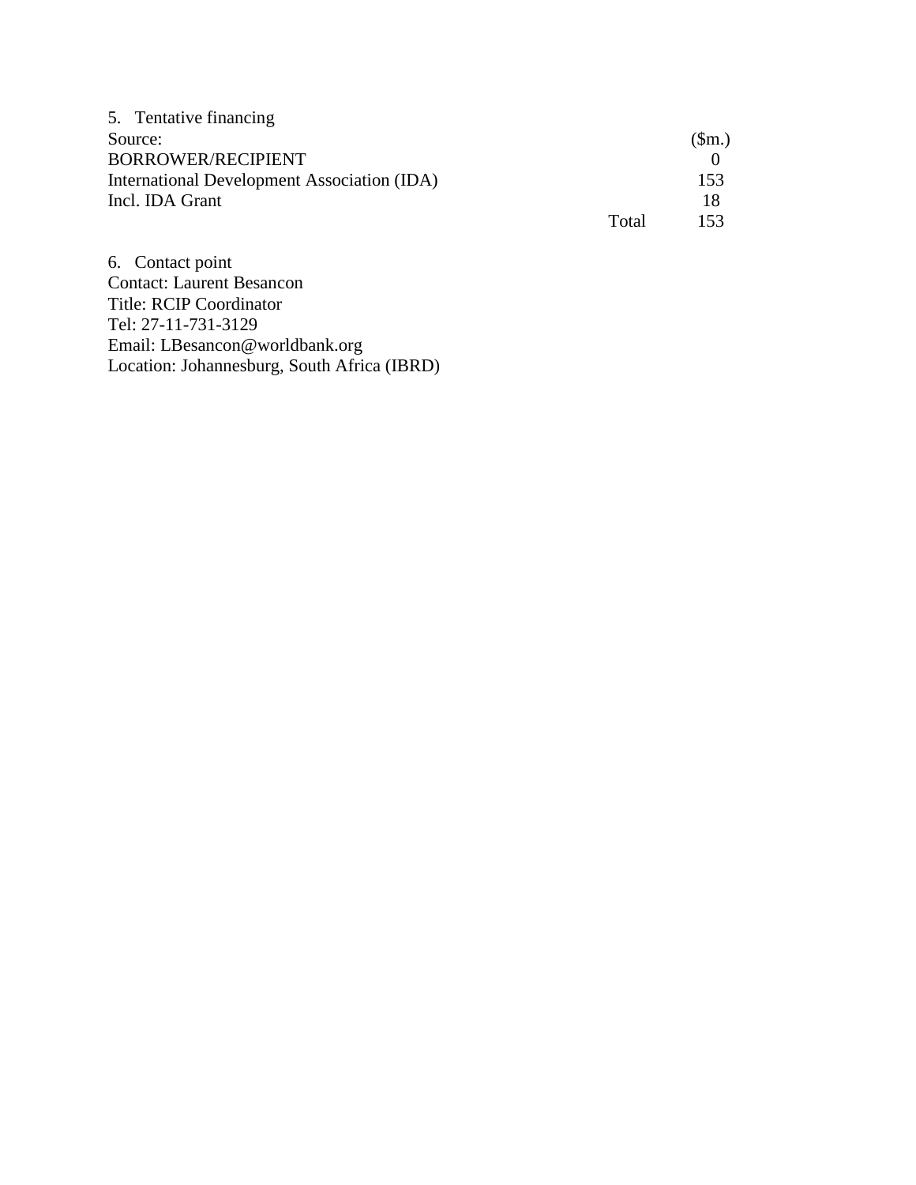5. Tentative financing

| Source: | | ($m.) |
|---|---|---|
| BORROWER/RECIPIENT | | 0 |
| International Development Association (IDA) | | 153 |
| Incl. IDA Grant | | 18 |
| | Total | 153 |

6. Contact point

Contact: Laurent Besancon
Title: RCIP Coordinator
Tel: 27-11-731-3129
Email: LBesancon@worldbank.org
Location: Johannesburg, South Africa (IBRD)